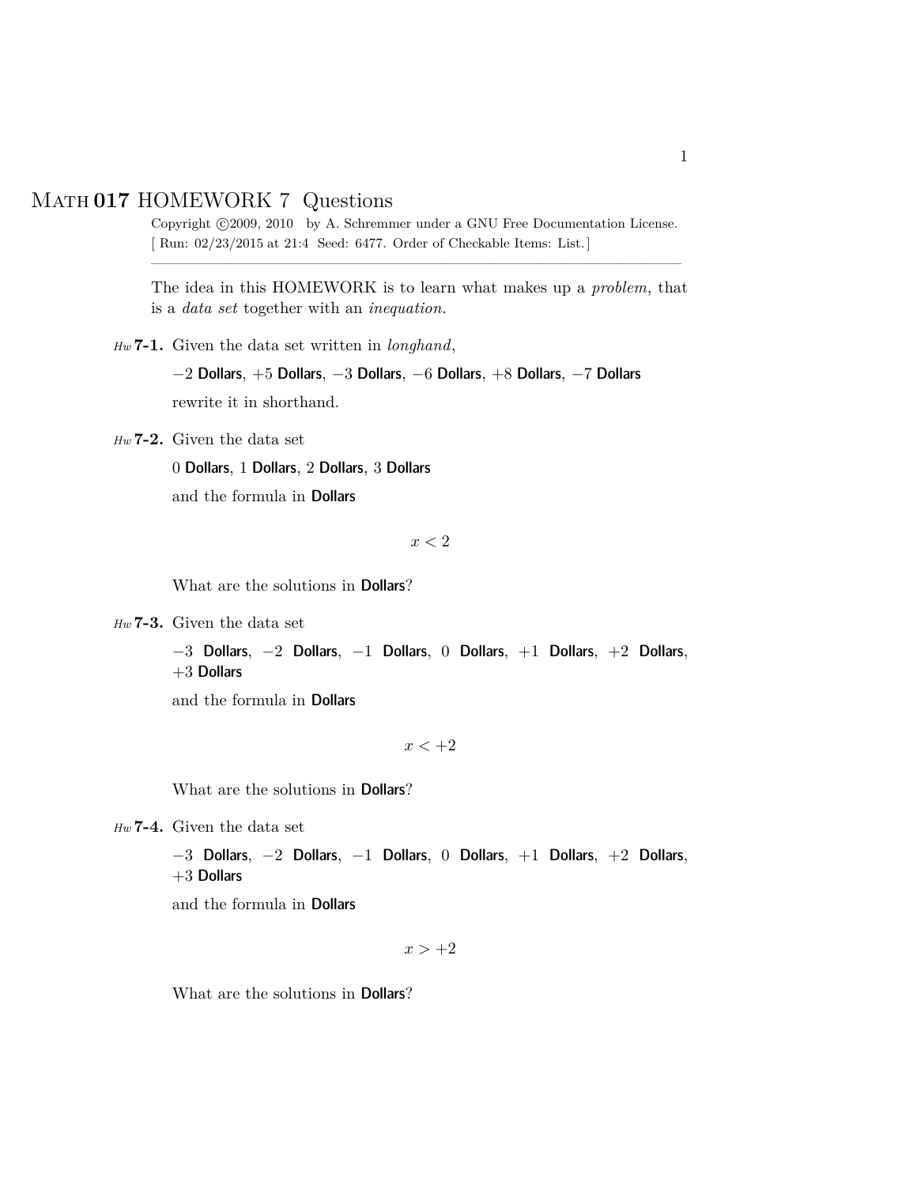# MATH 017 HOMEWORK 7 Questions

Copyright ©2009, 2010 by A. Schremmer under a GNU Free Documentation License.
[ Run: 02/23/2015 at 21:4 Seed: 6477. Order of Checkable Items: List.]

---

The idea in this HOMEWORK is to learn what makes up a *problem*, that is a *data set* together with an *inequation*.

*Hw* **7-1.** Given the data set written in *longhand*,

$-2$ **Dollars**, $+5$ **Dollars**, $-3$ **Dollars**, $-6$ **Dollars**, $+8$ **Dollars**, $-7$ **Dollars**

rewrite it in shorthand.

*Hw* **7-2.** Given the data set

$0$ **Dollars**, $1$ **Dollars**, $2$ **Dollars**, $3$ **Dollars**

and the formula in **Dollars**

$$x < 2$$

What are the solutions in **Dollars**?

*Hw* **7-3.** Given the data set

$-3$ **Dollars**, $-2$ **Dollars**, $-1$ **Dollars**, $0$ **Dollars**, $+1$ **Dollars**, $+2$ **Dollars**, $+3$ **Dollars**

and the formula in **Dollars**

$$x < +2$$

What are the solutions in **Dollars**?

*Hw* **7-4.** Given the data set

$-3$ **Dollars**, $-2$ **Dollars**, $-1$ **Dollars**, $0$ **Dollars**, $+1$ **Dollars**, $+2$ **Dollars**, $+3$ **Dollars**

and the formula in **Dollars**

$$x > +2$$

What are the solutions in **Dollars**?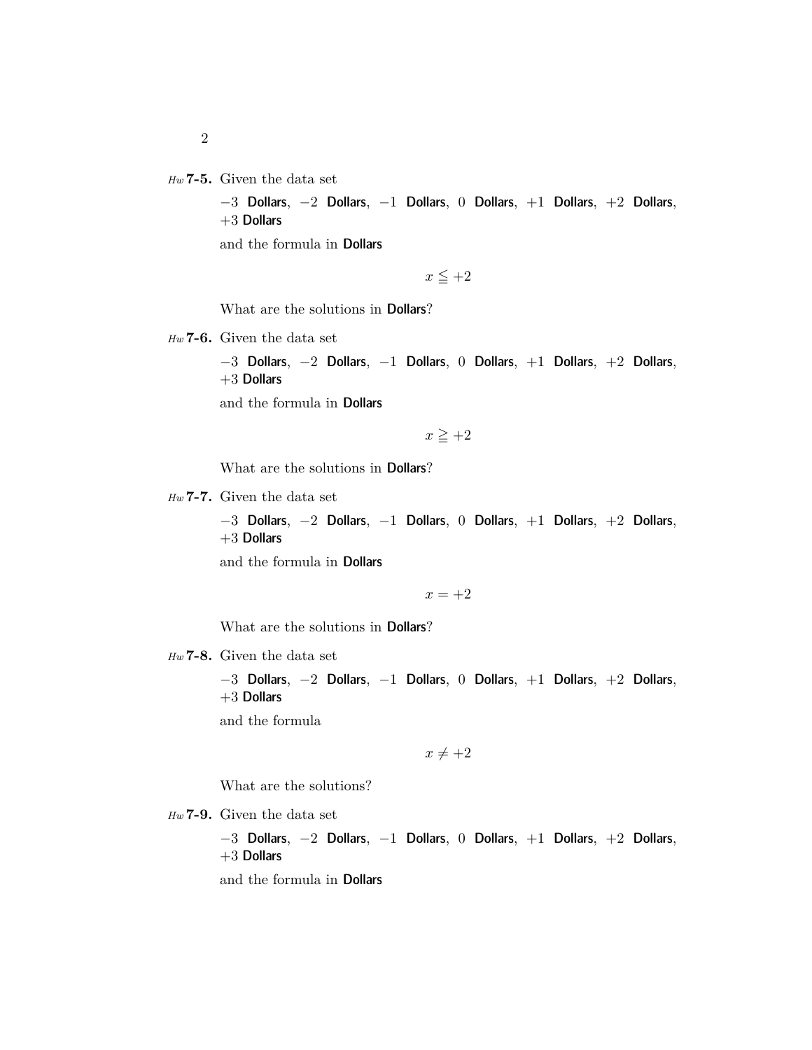*Hw* **7-5.** Given the data set

$-3$ **Dollars**, $-2$ **Dollars**, $-1$ **Dollars**, $0$ **Dollars**, $+1$ **Dollars**, $+2$ **Dollars**, $+3$ **Dollars**

and the formula in **Dollars**

$$x \leqq +2$$

What are the solutions in **Dollars**?

*Hw* **7-6.** Given the data set

$-3$ **Dollars**, $-2$ **Dollars**, $-1$ **Dollars**, $0$ **Dollars**, $+1$ **Dollars**, $+2$ **Dollars**, $+3$ **Dollars**

and the formula in **Dollars**

$$x \geqq +2$$

What are the solutions in **Dollars**?

*Hw* **7-7.** Given the data set

$-3$ **Dollars**, $-2$ **Dollars**, $-1$ **Dollars**, $0$ **Dollars**, $+1$ **Dollars**, $+2$ **Dollars**, $+3$ **Dollars**

and the formula in **Dollars**

$$x = +2$$

What are the solutions in **Dollars**?

*Hw* **7-8.** Given the data set

$-3$ **Dollars**, $-2$ **Dollars**, $-1$ **Dollars**, $0$ **Dollars**, $+1$ **Dollars**, $+2$ **Dollars**, $+3$ **Dollars**

and the formula

$$x \neq +2$$

What are the solutions?

*Hw* **7-9.** Given the data set

$-3$ **Dollars**, $-2$ **Dollars**, $-1$ **Dollars**, $0$ **Dollars**, $+1$ **Dollars**, $+2$ **Dollars**, $+3$ **Dollars**

and the formula in **Dollars**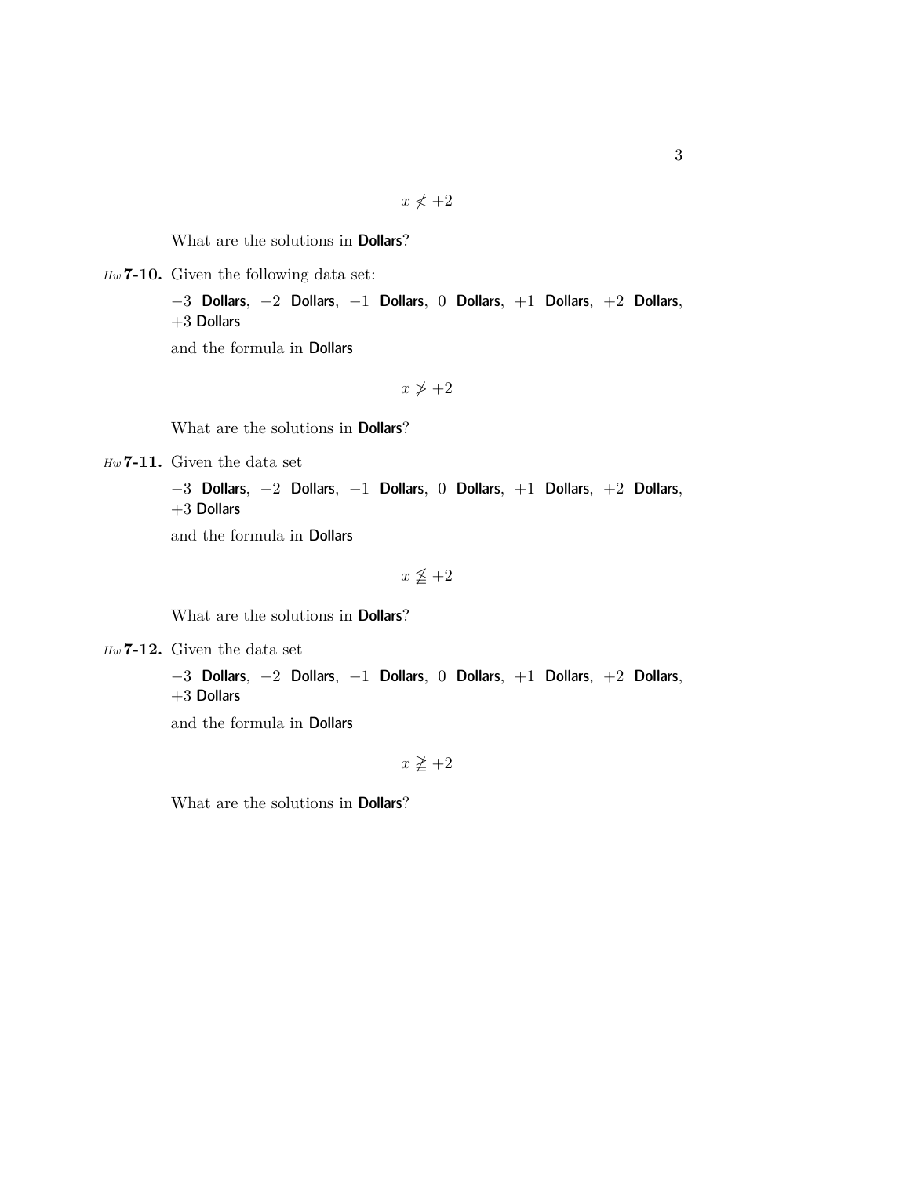$$x \nless +2$$

What are the solutions in **Dollars**?

*Hw* **7-10.** Given the following data set:

$-3$ **Dollars**, $-2$ **Dollars**, $-1$ **Dollars**, $0$ **Dollars**, $+1$ **Dollars**, $+2$ **Dollars**, $+3$ **Dollars**

and the formula in **Dollars**

$$x \ngtr +2$$

What are the solutions in **Dollars**?

*Hw* **7-11.** Given the data set

$-3$ **Dollars**, $-2$ **Dollars**, $-1$ **Dollars**, $0$ **Dollars**, $+1$ **Dollars**, $+2$ **Dollars**, $+3$ **Dollars**

and the formula in **Dollars**

$$x \nleqq +2$$

What are the solutions in **Dollars**?

*Hw* **7-12.** Given the data set

$-3$ **Dollars**, $-2$ **Dollars**, $-1$ **Dollars**, $0$ **Dollars**, $+1$ **Dollars**, $+2$ **Dollars**, $+3$ **Dollars**

and the formula in **Dollars**

$$x \ngeqq +2$$

What are the solutions in **Dollars**?